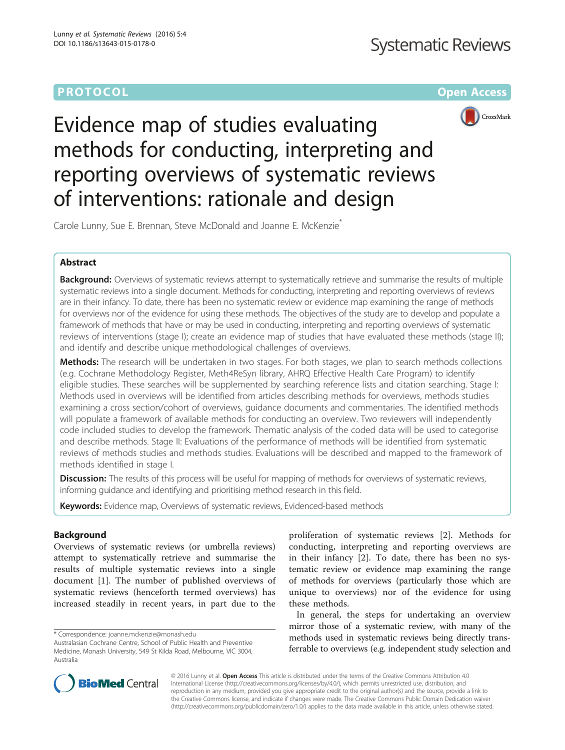**PROTOCOL** **Open Access**

# Evidence map of studies evaluating methods for conducting, interpreting and reporting overviews of systematic reviews of interventions: rationale and design

Carole Lunny, Sue E. Brennan, Steve McDonald and Joanne E. McKenzie*

## Abstract

**Background:** Overviews of systematic reviews attempt to systematically retrieve and summarise the results of multiple systematic reviews into a single document. Methods for conducting, interpreting and reporting overviews of reviews are in their infancy. To date, there has been no systematic review or evidence map examining the range of methods for overviews nor of the evidence for using these methods. The objectives of the study are to develop and populate a framework of methods that have or may be used in conducting, interpreting and reporting overviews of systematic reviews of interventions (stage I); create an evidence map of studies that have evaluated these methods (stage II); and identify and describe unique methodological challenges of overviews.

**Methods:** The research will be undertaken in two stages. For both stages, we plan to search methods collections (e.g. Cochrane Methodology Register, Meth4ReSyn library, AHRQ Effective Health Care Program) to identify eligible studies. These searches will be supplemented by searching reference lists and citation searching. Stage I: Methods used in overviews will be identified from articles describing methods for overviews, methods studies examining a cross section/cohort of overviews, guidance documents and commentaries. The identified methods will populate a framework of available methods for conducting an overview. Two reviewers will independently code included studies to develop the framework. Thematic analysis of the coded data will be used to categorise and describe methods. Stage II: Evaluations of the performance of methods will be identified from systematic reviews of methods studies and methods studies. Evaluations will be described and mapped to the framework of methods identified in stage I.

**Discussion:** The results of this process will be useful for mapping of methods for overviews of systematic reviews, informing guidance and identifying and prioritising method research in this field.

**Keywords:** Evidence map, Overviews of systematic reviews, Evidenced-based methods

## Background

Overviews of systematic reviews (or umbrella reviews) attempt to systematically retrieve and summarise the results of multiple systematic reviews into a single document [1]. The number of published overviews of systematic reviews (henceforth termed overviews) has increased steadily in recent years, in part due to the proliferation of systematic reviews [2]. Methods for conducting, interpreting and reporting overviews are in their infancy [2]. To date, there has been no systematic review or evidence map examining the range of methods for overviews (particularly those which are unique to overviews) nor of the evidence for using these methods.

In general, the steps for undertaking an overview mirror those of a systematic review, with many of the methods used in systematic reviews being directly transferrable to overviews (e.g. independent study selection and

\* Correspondence: joanne.mckenzie@monash.edu
Australasian Cochrane Centre, School of Public Health and Preventive Medicine, Monash University, 549 St Kilda Road, Melbourne, VIC 3004, Australia

© 2016 Lunny et al. **Open Access** This article is distributed under the terms of the Creative Commons Attribution 4.0 International License (http://creativecommons.org/licenses/by/4.0/), which permits unrestricted use, distribution, and reproduction in any medium, provided you give appropriate credit to the original author(s) and the source, provide a link to the Creative Commons license, and indicate if changes were made. The Creative Commons Public Domain Dedication waiver (http://creativecommons.org/publicdomain/zero/1.0/) applies to the data made available in this article, unless otherwise stated.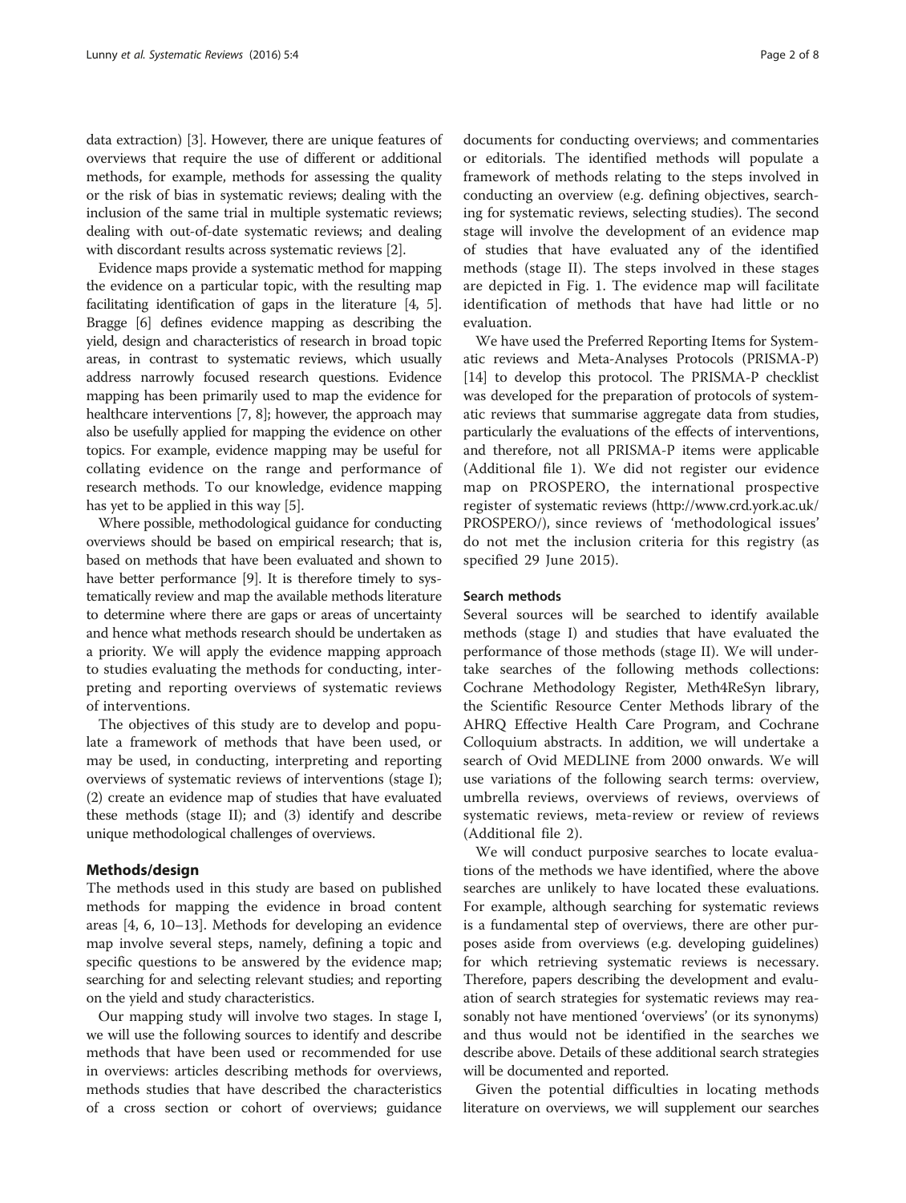data extraction) [3]. However, there are unique features of overviews that require the use of different or additional methods, for example, methods for assessing the quality or the risk of bias in systematic reviews; dealing with the inclusion of the same trial in multiple systematic reviews; dealing with out-of-date systematic reviews; and dealing with discordant results across systematic reviews [2].

Evidence maps provide a systematic method for mapping the evidence on a particular topic, with the resulting map facilitating identification of gaps in the literature [4, 5]. Bragge [6] defines evidence mapping as describing the yield, design and characteristics of research in broad topic areas, in contrast to systematic reviews, which usually address narrowly focused research questions. Evidence mapping has been primarily used to map the evidence for healthcare interventions [7, 8]; however, the approach may also be usefully applied for mapping the evidence on other topics. For example, evidence mapping may be useful for collating evidence on the range and performance of research methods. To our knowledge, evidence mapping has yet to be applied in this way [5].

Where possible, methodological guidance for conducting overviews should be based on empirical research; that is, based on methods that have been evaluated and shown to have better performance [9]. It is therefore timely to systematically review and map the available methods literature to determine where there are gaps or areas of uncertainty and hence what methods research should be undertaken as a priority. We will apply the evidence mapping approach to studies evaluating the methods for conducting, interpreting and reporting overviews of systematic reviews of interventions.

The objectives of this study are to develop and populate a framework of methods that have been used, or may be used, in conducting, interpreting and reporting overviews of systematic reviews of interventions (stage I); (2) create an evidence map of studies that have evaluated these methods (stage II); and (3) identify and describe unique methodological challenges of overviews.

## Methods/design

The methods used in this study are based on published methods for mapping the evidence in broad content areas [4, 6, 10–13]. Methods for developing an evidence map involve several steps, namely, defining a topic and specific questions to be answered by the evidence map; searching for and selecting relevant studies; and reporting on the yield and study characteristics.

Our mapping study will involve two stages. In stage I, we will use the following sources to identify and describe methods that have been used or recommended for use in overviews: articles describing methods for overviews, methods studies that have described the characteristics of a cross section or cohort of overviews; guidance documents for conducting overviews; and commentaries or editorials. The identified methods will populate a framework of methods relating to the steps involved in conducting an overview (e.g. defining objectives, searching for systematic reviews, selecting studies). The second stage will involve the development of an evidence map of studies that have evaluated any of the identified methods (stage II). The steps involved in these stages are depicted in Fig. 1. The evidence map will facilitate identification of methods that have had little or no evaluation.

We have used the Preferred Reporting Items for Systematic reviews and Meta-Analyses Protocols (PRISMA-P) [14] to develop this protocol. The PRISMA-P checklist was developed for the preparation of protocols of systematic reviews that summarise aggregate data from studies, particularly the evaluations of the effects of interventions, and therefore, not all PRISMA-P items were applicable (Additional file 1). We did not register our evidence map on PROSPERO, the international prospective register of systematic reviews (http://www.crd.york.ac.uk/PROSPERO/), since reviews of 'methodological issues' do not met the inclusion criteria for this registry (as specified 29 June 2015).

### Search methods

Several sources will be searched to identify available methods (stage I) and studies that have evaluated the performance of those methods (stage II). We will undertake searches of the following methods collections: Cochrane Methodology Register, Meth4ReSyn library, the Scientific Resource Center Methods library of the AHRQ Effective Health Care Program, and Cochrane Colloquium abstracts. In addition, we will undertake a search of Ovid MEDLINE from 2000 onwards. We will use variations of the following search terms: overview, umbrella reviews, overviews of reviews, overviews of systematic reviews, meta-review or review of reviews (Additional file 2).

We will conduct purposive searches to locate evaluations of the methods we have identified, where the above searches are unlikely to have located these evaluations. For example, although searching for systematic reviews is a fundamental step of overviews, there are other purposes aside from overviews (e.g. developing guidelines) for which retrieving systematic reviews is necessary. Therefore, papers describing the development and evaluation of search strategies for systematic reviews may reasonably not have mentioned 'overviews' (or its synonyms) and thus would not be identified in the searches we describe above. Details of these additional search strategies will be documented and reported.

Given the potential difficulties in locating methods literature on overviews, we will supplement our searches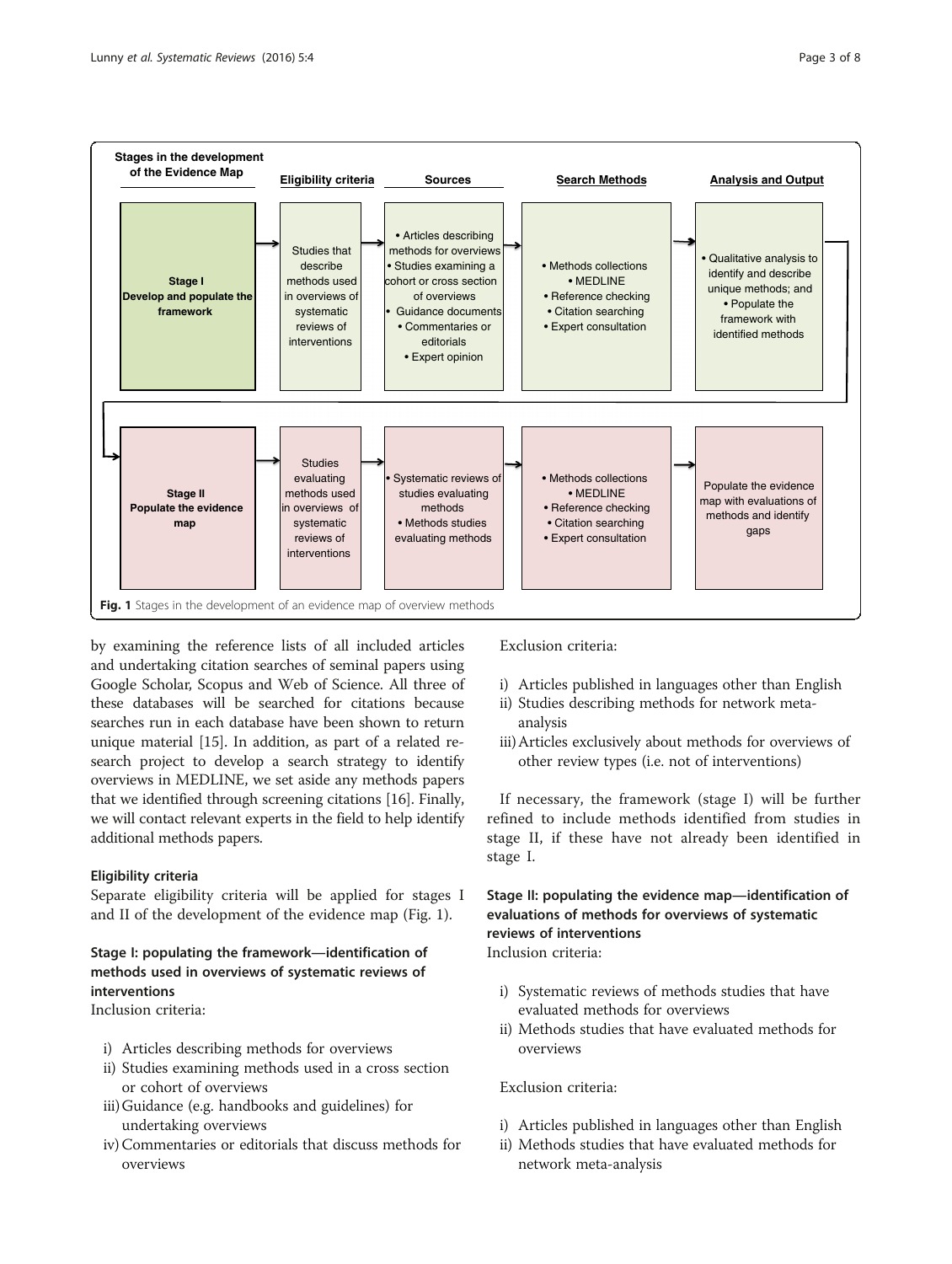| Stages in the development of the Evidence Map | Eligibility criteria | Sources | Search Methods | Analysis and Output |
|---|---|---|---|---|
| **Stage I Develop and populate the framework** | Studies that describe methods used in overviews of systematic reviews of interventions | • Articles describing methods for overviews • Studies examining a cohort or cross section of overviews • Guidance documents • Commentaries or editorials • Expert opinion | • Methods collections • MEDLINE • Reference checking • Citation searching • Expert consultation | • Qualitative analysis to identify and describe unique methods; and • Populate the framework with identified methods |
| **Stage II Populate the evidence map** | Studies evaluating methods used in overviews of systematic reviews of interventions | • Systematic reviews of studies evaluating methods • Methods studies evaluating methods | • Methods collections • MEDLINE • Reference checking • Citation searching • Expert consultation | Populate the evidence map with evaluations of methods and identify gaps |

**Fig. 1** Stages in the development of an evidence map of overview methods

by examining the reference lists of all included articles and undertaking citation searches of seminal papers using Google Scholar, Scopus and Web of Science. All three of these databases will be searched for citations because searches run in each database have been shown to return unique material [15]. In addition, as part of a related research project to develop a search strategy to identify overviews in MEDLINE, we set aside any methods papers that we identified through screening citations [16]. Finally, we will contact relevant experts in the field to help identify additional methods papers.

#### Eligibility criteria

Separate eligibility criteria will be applied for stages I and II of the development of the evidence map (Fig. 1).

#### Stage I: populating the framework—identification of methods used in overviews of systematic reviews of interventions

Inclusion criteria:

i) Articles describing methods for overviews
ii) Studies examining methods used in a cross section or cohort of overviews
iii) Guidance (e.g. handbooks and guidelines) for undertaking overviews
iv) Commentaries or editorials that discuss methods for overviews

Exclusion criteria:

i) Articles published in languages other than English
ii) Studies describing methods for network meta-analysis
iii) Articles exclusively about methods for overviews of other review types (i.e. not of interventions)

If necessary, the framework (stage I) will be further refined to include methods identified from studies in stage II, if these have not already been identified in stage I.

#### Stage II: populating the evidence map—identification of evaluations of methods for overviews of systematic reviews of interventions

Inclusion criteria:

i) Systematic reviews of methods studies that have evaluated methods for overviews
ii) Methods studies that have evaluated methods for overviews

Exclusion criteria:

i) Articles published in languages other than English
ii) Methods studies that have evaluated methods for network meta-analysis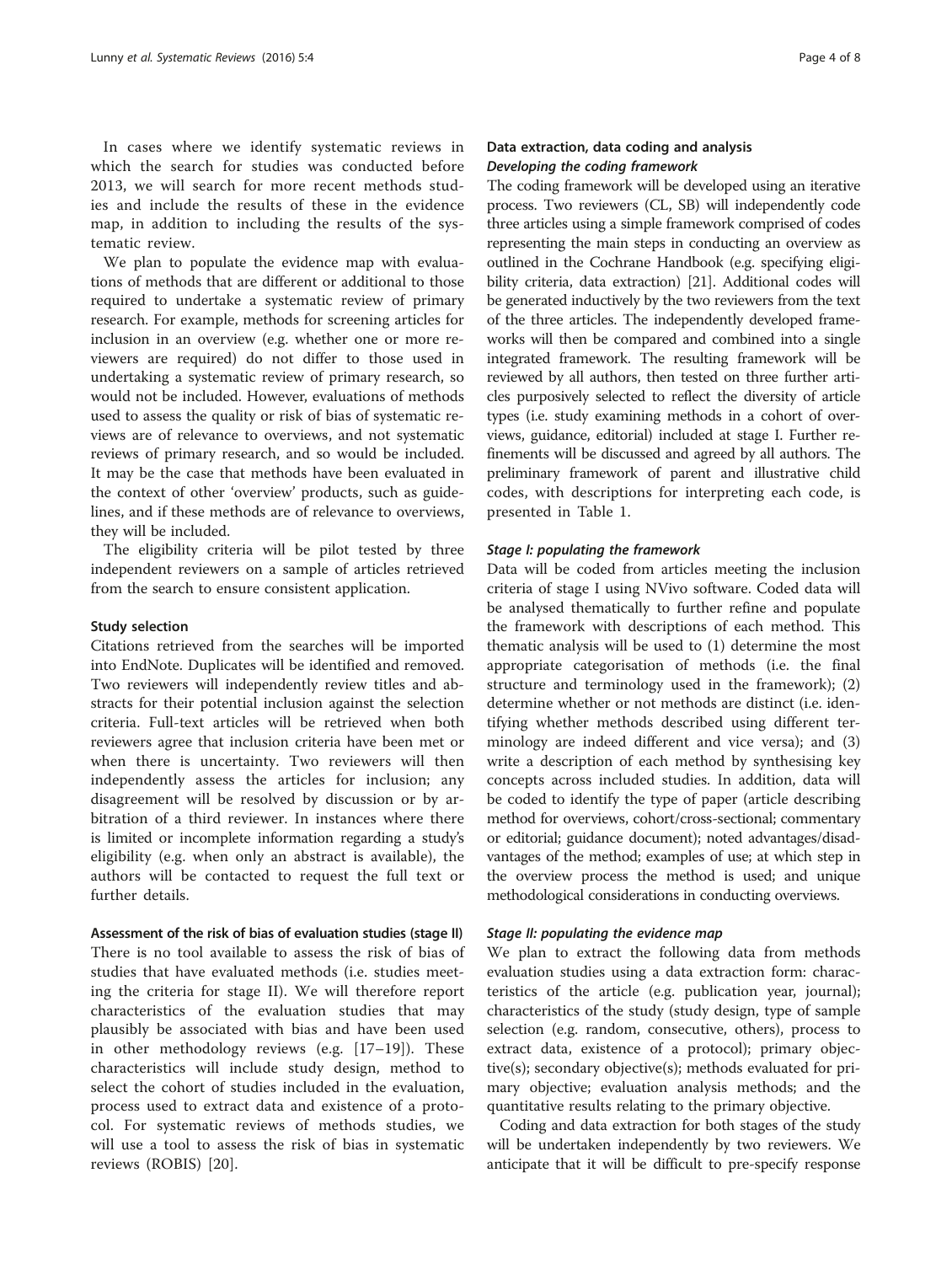In cases where we identify systematic reviews in which the search for studies was conducted before 2013, we will search for more recent methods studies and include the results of these in the evidence map, in addition to including the results of the systematic review.

We plan to populate the evidence map with evaluations of methods that are different or additional to those required to undertake a systematic review of primary research. For example, methods for screening articles for inclusion in an overview (e.g. whether one or more reviewers are required) do not differ to those used in undertaking a systematic review of primary research, so would not be included. However, evaluations of methods used to assess the quality or risk of bias of systematic reviews are of relevance to overviews, and not systematic reviews of primary research, and so would be included. It may be the case that methods have been evaluated in the context of other 'overview' products, such as guidelines, and if these methods are of relevance to overviews, they will be included.

The eligibility criteria will be pilot tested by three independent reviewers on a sample of articles retrieved from the search to ensure consistent application.

#### Study selection

Citations retrieved from the searches will be imported into EndNote. Duplicates will be identified and removed. Two reviewers will independently review titles and abstracts for their potential inclusion against the selection criteria. Full-text articles will be retrieved when both reviewers agree that inclusion criteria have been met or when there is uncertainty. Two reviewers will then independently assess the articles for inclusion; any disagreement will be resolved by discussion or by arbitration of a third reviewer. In instances where there is limited or incomplete information regarding a study's eligibility (e.g. when only an abstract is available), the authors will be contacted to request the full text or further details.

#### Assessment of the risk of bias of evaluation studies (stage II)

There is no tool available to assess the risk of bias of studies that have evaluated methods (i.e. studies meeting the criteria for stage II). We will therefore report characteristics of the evaluation studies that may plausibly be associated with bias and have been used in other methodology reviews (e.g. [17–19]). These characteristics will include study design, method to select the cohort of studies included in the evaluation, process used to extract data and existence of a protocol. For systematic reviews of methods studies, we will use a tool to assess the risk of bias in systematic reviews (ROBIS) [20].

#### Data extraction, data coding and analysis

##### *Developing the coding framework*

The coding framework will be developed using an iterative process. Two reviewers (CL, SB) will independently code three articles using a simple framework comprised of codes representing the main steps in conducting an overview as outlined in the Cochrane Handbook (e.g. specifying eligibility criteria, data extraction) [21]. Additional codes will be generated inductively by the two reviewers from the text of the three articles. The independently developed frameworks will then be compared and combined into a single integrated framework. The resulting framework will be reviewed by all authors, then tested on three further articles purposively selected to reflect the diversity of article types (i.e. study examining methods in a cohort of overviews, guidance, editorial) included at stage I. Further refinements will be discussed and agreed by all authors. The preliminary framework of parent and illustrative child codes, with descriptions for interpreting each code, is presented in Table 1.

##### *Stage I: populating the framework*

Data will be coded from articles meeting the inclusion criteria of stage I using NVivo software. Coded data will be analysed thematically to further refine and populate the framework with descriptions of each method. This thematic analysis will be used to (1) determine the most appropriate categorisation of methods (i.e. the final structure and terminology used in the framework); (2) determine whether or not methods are distinct (i.e. identifying whether methods described using different terminology are indeed different and vice versa); and (3) write a description of each method by synthesising key concepts across included studies. In addition, data will be coded to identify the type of paper (article describing method for overviews, cohort/cross-sectional; commentary or editorial; guidance document); noted advantages/disadvantages of the method; examples of use; at which step in the overview process the method is used; and unique methodological considerations in conducting overviews.

##### *Stage II: populating the evidence map*

We plan to extract the following data from methods evaluation studies using a data extraction form: characteristics of the article (e.g. publication year, journal); characteristics of the study (study design, type of sample selection (e.g. random, consecutive, others), process to extract data, existence of a protocol); primary objective(s); secondary objective(s); methods evaluated for primary objective; evaluation analysis methods; and the quantitative results relating to the primary objective.

Coding and data extraction for both stages of the study will be undertaken independently by two reviewers. We anticipate that it will be difficult to pre-specify response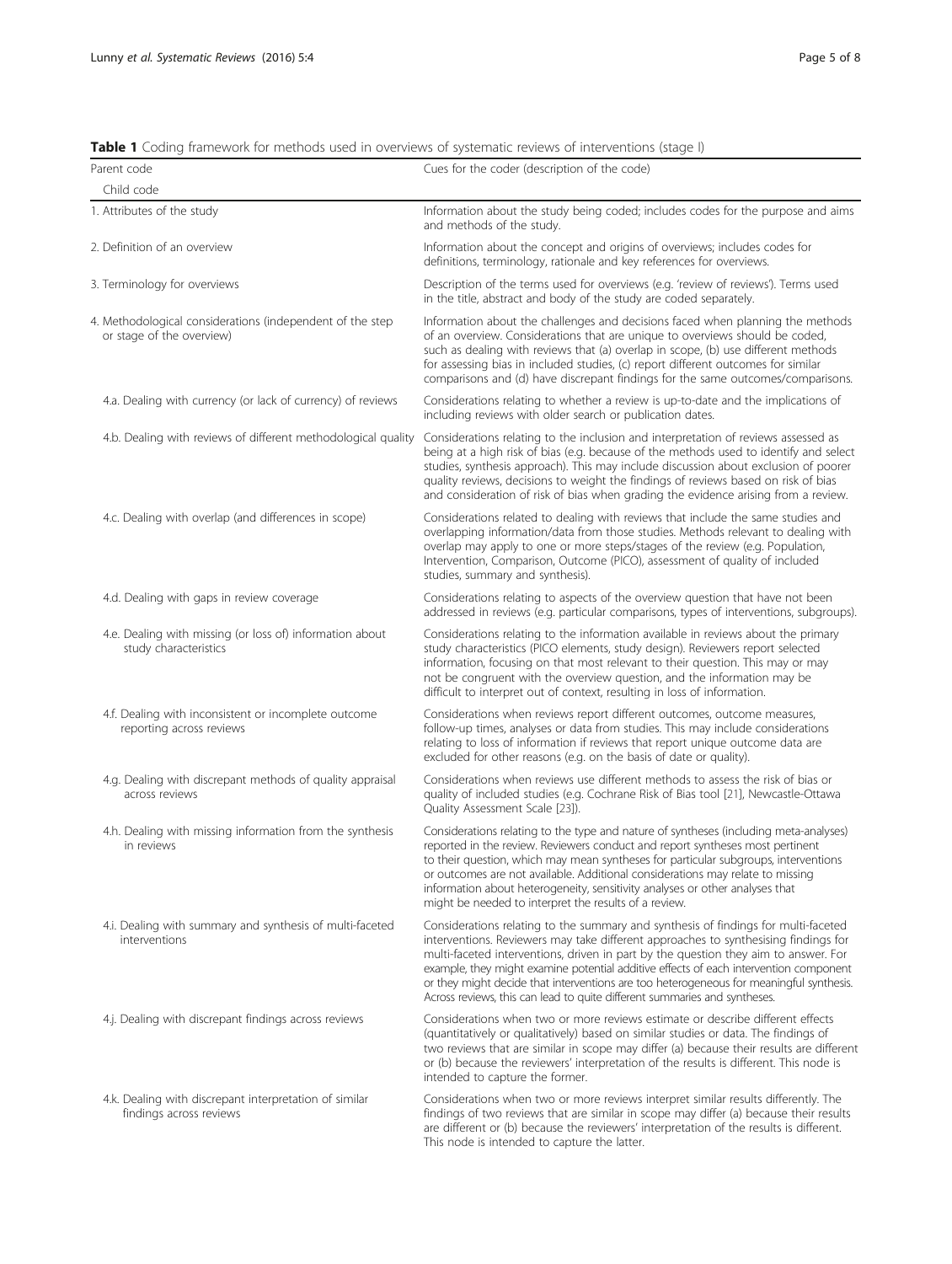**Table 1** Coding framework for methods used in overviews of systematic reviews of interventions (stage I)

| Parent code<br>Child code | Cues for the coder (description of the code) |
|---|---|
| 1. Attributes of the study | Information about the study being coded; includes codes for the purpose and aims and methods of the study. |
| 2. Definition of an overview | Information about the concept and origins of overviews; includes codes for definitions, terminology, rationale and key references for overviews. |
| 3. Terminology for overviews | Description of the terms used for overviews (e.g. 'review of reviews'). Terms used in the title, abstract and body of the study are coded separately. |
| 4. Methodological considerations (independent of the step or stage of the overview) | Information about the challenges and decisions faced when planning the methods of an overview. Considerations that are unique to overviews should be coded, such as dealing with reviews that (a) overlap in scope, (b) use different methods for assessing bias in included studies, (c) report different outcomes for similar comparisons and (d) have discrepant findings for the same outcomes/comparisons. |
| 4.a. Dealing with currency (or lack of currency) of reviews | Considerations relating to whether a review is up-to-date and the implications of including reviews with older search or publication dates. |
| 4.b. Dealing with reviews of different methodological quality | Considerations relating to the inclusion and interpretation of reviews assessed as being at a high risk of bias (e.g. because of the methods used to identify and select studies, synthesis approach). This may include discussion about exclusion of poorer quality reviews, decisions to weight the findings of reviews based on risk of bias and consideration of risk of bias when grading the evidence arising from a review. |
| 4.c. Dealing with overlap (and differences in scope) | Considerations related to dealing with reviews that include the same studies and overlapping information/data from those studies. Methods relevant to dealing with overlap may apply to one or more steps/stages of the review (e.g. Population, Intervention, Comparison, Outcome (PICO), assessment of quality of included studies, summary and synthesis). |
| 4.d. Dealing with gaps in review coverage | Considerations relating to aspects of the overview question that have not been addressed in reviews (e.g. particular comparisons, types of interventions, subgroups). |
| 4.e. Dealing with missing (or loss of) information about study characteristics | Considerations relating to the information available in reviews about the primary study characteristics (PICO elements, study design). Reviewers report selected information, focusing on that most relevant to their question. This may or may not be congruent with the overview question, and the information may be difficult to interpret out of context, resulting in loss of information. |
| 4.f. Dealing with inconsistent or incomplete outcome reporting across reviews | Considerations when reviews report different outcomes, outcome measures, follow-up times, analyses or data from studies. This may include considerations relating to loss of information if reviews that report unique outcome data are excluded for other reasons (e.g. on the basis of date or quality). |
| 4.g. Dealing with discrepant methods of quality appraisal across reviews | Considerations when reviews use different methods to assess the risk of bias or quality of included studies (e.g. Cochrane Risk of Bias tool [21], Newcastle-Ottawa Quality Assessment Scale [23]). |
| 4.h. Dealing with missing information from the synthesis in reviews | Considerations relating to the type and nature of syntheses (including meta-analyses) reported in the review. Reviewers conduct and report syntheses most pertinent to their question, which may mean syntheses for particular subgroups, interventions or outcomes are not available. Additional considerations may relate to missing information about heterogeneity, sensitivity analyses or other analyses that might be needed to interpret the results of a review. |
| 4.i. Dealing with summary and synthesis of multi-faceted interventions | Considerations relating to the summary and synthesis of findings for multi-faceted interventions. Reviewers may take different approaches to synthesising findings for multi-faceted interventions, driven in part by the question they aim to answer. For example, they might examine potential additive effects of each intervention component or they might decide that interventions are too heterogeneous for meaningful synthesis. Across reviews, this can lead to quite different summaries and syntheses. |
| 4.j. Dealing with discrepant findings across reviews | Considerations when two or more reviews estimate or describe different effects (quantitatively or qualitatively) based on similar studies or data. The findings of two reviews that are similar in scope may differ (a) because their results are different or (b) because the reviewers' interpretation of the results is different. This node is intended to capture the former. |
| 4.k. Dealing with discrepant interpretation of similar findings across reviews | Considerations when two or more reviews interpret similar results differently. The findings of two reviews that are similar in scope may differ (a) because their results are different or (b) because the reviewers' interpretation of the results is different. This node is intended to capture the latter. |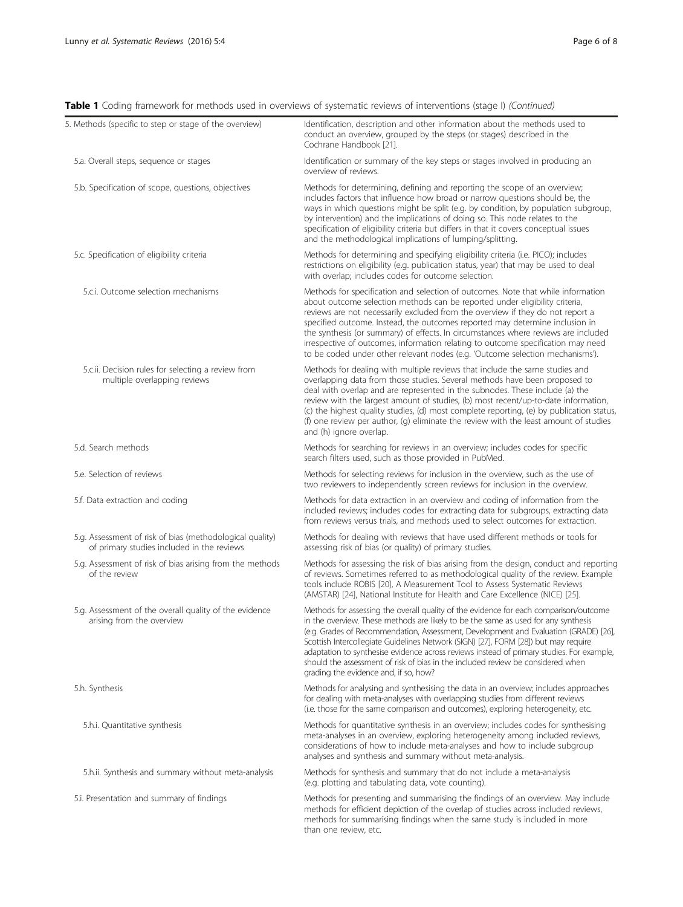**Table 1** Coding framework for methods used in overviews of systematic reviews of interventions (stage I) *(Continued)*

| | |
|---|---|
| 5. Methods (specific to step or stage of the overview) | Identification, description and other information about the methods used to conduct an overview, grouped by the steps (or stages) described in the Cochrane Handbook [21]. |
| 5.a. Overall steps, sequence or stages | Identification or summary of the key steps or stages involved in producing an overview of reviews. |
| 5.b. Specification of scope, questions, objectives | Methods for determining, defining and reporting the scope of an overview; includes factors that influence how broad or narrow questions should be, the ways in which questions might be split (e.g. by condition, by population subgroup, by intervention) and the implications of doing so. This node relates to the specification of eligibility criteria but differs in that it covers conceptual issues and the methodological implications of lumping/splitting. |
| 5.c. Specification of eligibility criteria | Methods for determining and specifying eligibility criteria (i.e. PICO); includes restrictions on eligibility (e.g. publication status, year) that may be used to deal with overlap; includes codes for outcome selection. |
| 5.c.i. Outcome selection mechanisms | Methods for specification and selection of outcomes. Note that while information about outcome selection methods can be reported under eligibility criteria, reviews are not necessarily excluded from the overview if they do not report a specified outcome. Instead, the outcomes reported may determine inclusion in the synthesis (or summary) of effects. In circumstances where reviews are included irrespective of outcomes, information relating to outcome specification may need to be coded under other relevant nodes (e.g. 'Outcome selection mechanisms'). |
| 5.c.ii. Decision rules for selecting a review from multiple overlapping reviews | Methods for dealing with multiple reviews that include the same studies and overlapping data from those studies. Several methods have been proposed to deal with overlap and are represented in the subnodes. These include (a) the review with the largest amount of studies, (b) most recent/up-to-date information, (c) the highest quality studies, (d) most complete reporting, (e) by publication status, (f) one review per author, (g) eliminate the review with the least amount of studies and (h) ignore overlap. |
| 5.d. Search methods | Methods for searching for reviews in an overview; includes codes for specific search filters used, such as those provided in PubMed. |
| 5.e. Selection of reviews | Methods for selecting reviews for inclusion in the overview, such as the use of two reviewers to independently screen reviews for inclusion in the overview. |
| 5.f. Data extraction and coding | Methods for data extraction in an overview and coding of information from the included reviews; includes codes for extracting data for subgroups, extracting data from reviews versus trials, and methods used to select outcomes for extraction. |
| 5.g. Assessment of risk of bias (methodological quality) of primary studies included in the reviews | Methods for dealing with reviews that have used different methods or tools for assessing risk of bias (or quality) of primary studies. |
| 5.g. Assessment of risk of bias arising from the methods of the review | Methods for assessing the risk of bias arising from the design, conduct and reporting of reviews. Sometimes referred to as methodological quality of the review. Example tools include ROBIS [20], A Measurement Tool to Assess Systematic Reviews (AMSTAR) [24], National Institute for Health and Care Excellence (NICE) [25]. |
| 5.g. Assessment of the overall quality of the evidence arising from the overview | Methods for assessing the overall quality of the evidence for each comparison/outcome in the overview. These methods are likely to be the same as used for any synthesis (e.g. Grades of Recommendation, Assessment, Development and Evaluation (GRADE) [26], Scottish Intercollegiate Guidelines Network (SIGN) [27], FORM [28]) but may require adaptation to synthesise evidence across reviews instead of primary studies. For example, should the assessment of risk of bias in the included review be considered when grading the evidence and, if so, how? |
| 5.h. Synthesis | Methods for analysing and synthesising the data in an overview; includes approaches for dealing with meta-analyses with overlapping studies from different reviews (i.e. those for the same comparison and outcomes), exploring heterogeneity, etc. |
| 5.h.i. Quantitative synthesis | Methods for quantitative synthesis in an overview; includes codes for synthesising meta-analyses in an overview, exploring heterogeneity among included reviews, considerations of how to include meta-analyses and how to include subgroup analyses and synthesis and summary without meta-analysis. |
| 5.h.ii. Synthesis and summary without meta-analysis | Methods for synthesis and summary that do not include a meta-analysis (e.g. plotting and tabulating data, vote counting). |
| 5.i. Presentation and summary of findings | Methods for presenting and summarising the findings of an overview. May include methods for efficient depiction of the overlap of studies across included reviews, methods for summarising findings when the same study is included in more than one review, etc. |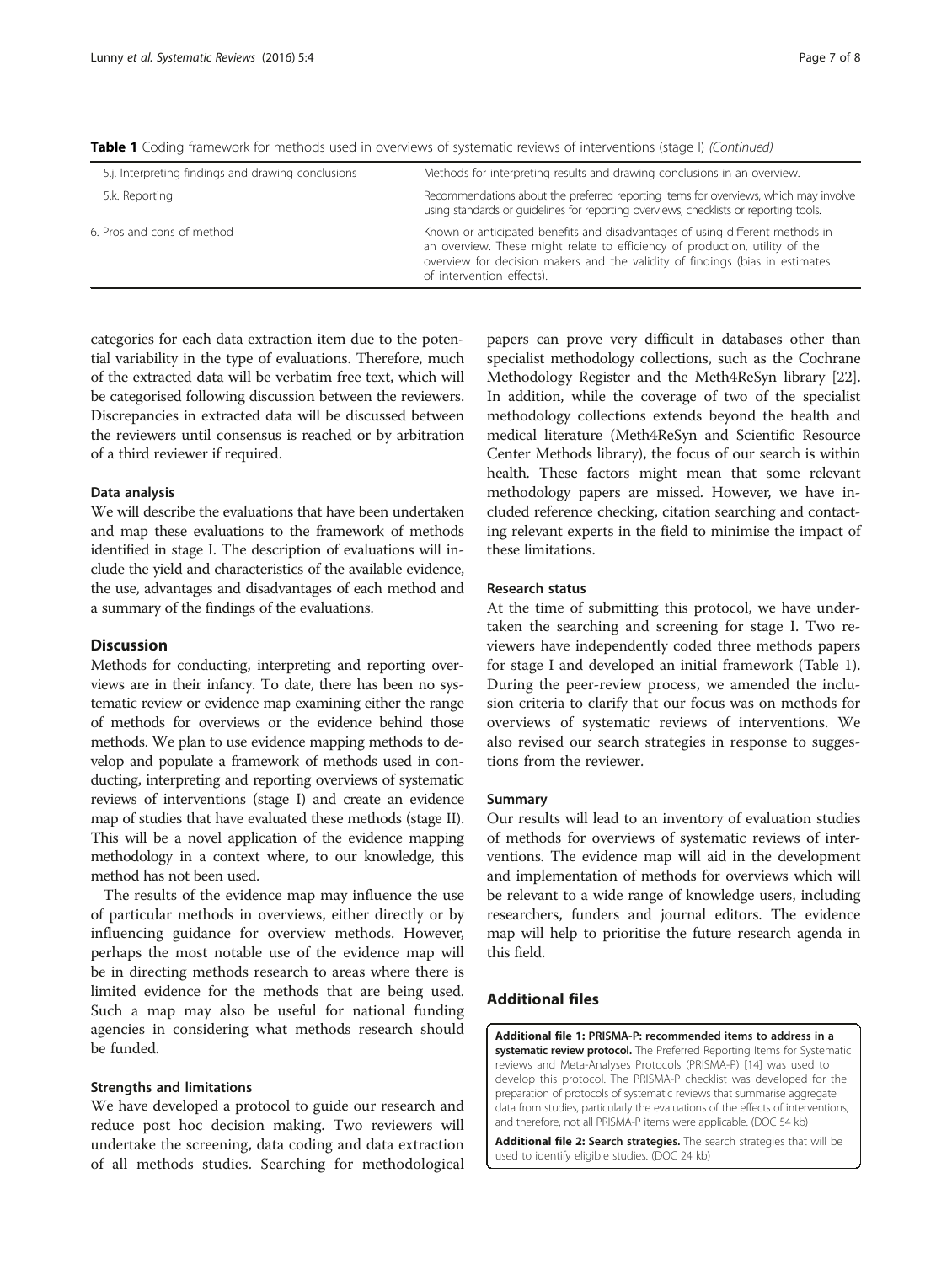**Table 1** Coding framework for methods used in overviews of systematic reviews of interventions (stage I) *(Continued)*

| | |
|---|---|
| 5.j. Interpreting findings and drawing conclusions | Methods for interpreting results and drawing conclusions in an overview. |
| 5.k. Reporting | Recommendations about the preferred reporting items for overviews, which may involve using standards or guidelines for reporting overviews, checklists or reporting tools. |
| 6. Pros and cons of method | Known or anticipated benefits and disadvantages of using different methods in an overview. These might relate to efficiency of production, utility of the overview for decision makers and the validity of findings (bias in estimates of intervention effects). |

categories for each data extraction item due to the potential variability in the type of evaluations. Therefore, much of the extracted data will be verbatim free text, which will be categorised following discussion between the reviewers. Discrepancies in extracted data will be discussed between the reviewers until consensus is reached or by arbitration of a third reviewer if required.

### Data analysis

We will describe the evaluations that have been undertaken and map these evaluations to the framework of methods identified in stage I. The description of evaluations will include the yield and characteristics of the available evidence, the use, advantages and disadvantages of each method and a summary of the findings of the evaluations.

## Discussion

Methods for conducting, interpreting and reporting overviews are in their infancy. To date, there has been no systematic review or evidence map examining either the range of methods for overviews or the evidence behind those methods. We plan to use evidence mapping methods to develop and populate a framework of methods used in conducting, interpreting and reporting overviews of systematic reviews of interventions (stage I) and create an evidence map of studies that have evaluated these methods (stage II). This will be a novel application of the evidence mapping methodology in a context where, to our knowledge, this method has not been used.

The results of the evidence map may influence the use of particular methods in overviews, either directly or by influencing guidance for overview methods. However, perhaps the most notable use of the evidence map will be in directing methods research to areas where there is limited evidence for the methods that are being used. Such a map may also be useful for national funding agencies in considering what methods research should be funded.

### Strengths and limitations

We have developed a protocol to guide our research and reduce post hoc decision making. Two reviewers will undertake the screening, data coding and data extraction of all methods studies. Searching for methodological papers can prove very difficult in databases other than specialist methodology collections, such as the Cochrane Methodology Register and the Meth4ReSyn library [22]. In addition, while the coverage of two of the specialist methodology collections extends beyond the health and medical literature (Meth4ReSyn and Scientific Resource Center Methods library), the focus of our search is within health. These factors might mean that some relevant methodology papers are missed. However, we have included reference checking, citation searching and contacting relevant experts in the field to minimise the impact of these limitations.

### Research status

At the time of submitting this protocol, we have undertaken the searching and screening for stage I. Two reviewers have independently coded three methods papers for stage I and developed an initial framework (Table 1). During the peer-review process, we amended the inclusion criteria to clarify that our focus was on methods for overviews of systematic reviews of interventions. We also revised our search strategies in response to suggestions from the reviewer.

### Summary

Our results will lead to an inventory of evaluation studies of methods for overviews of systematic reviews of interventions. The evidence map will aid in the development and implementation of methods for overviews which will be relevant to a wide range of knowledge users, including researchers, funders and journal editors. The evidence map will help to prioritise the future research agenda in this field.

## Additional files

**Additional file 1: PRISMA-P: recommended items to address in a systematic review protocol.** The Preferred Reporting Items for Systematic reviews and Meta-Analyses Protocols (PRISMA-P) [14] was used to develop this protocol. The PRISMA-P checklist was developed for the preparation of protocols of systematic reviews that summarise aggregate data from studies, particularly the evaluations of the effects of interventions, and therefore, not all PRISMA-P items were applicable. (DOC 54 kb)

**Additional file 2: Search strategies.** The search strategies that will be used to identify eligible studies. (DOC 24 kb)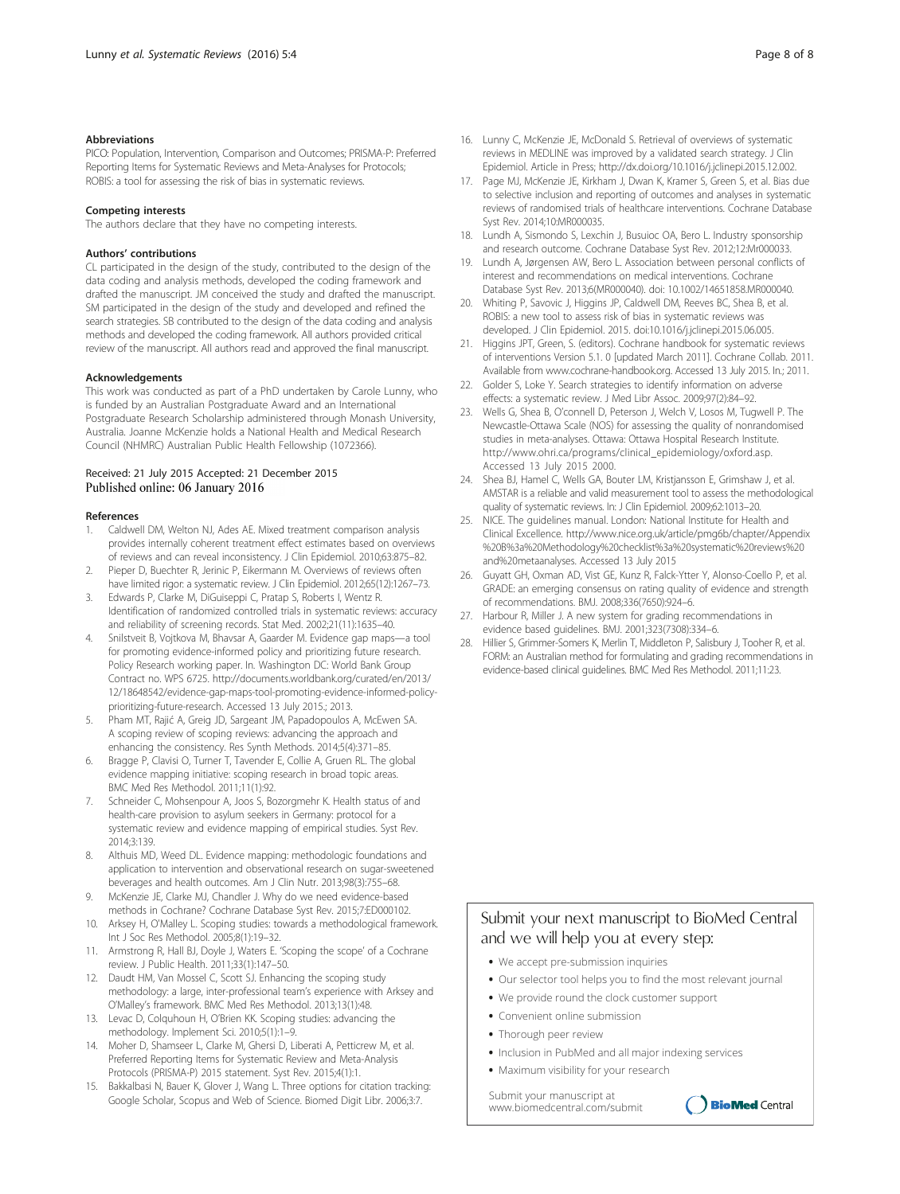### Abbreviations

PICO: Population, Intervention, Comparison and Outcomes; PRISMA-P: Preferred Reporting Items for Systematic Reviews and Meta-Analyses for Protocols; ROBIS: a tool for assessing the risk of bias in systematic reviews.

### Competing interests

The authors declare that they have no competing interests.

### Authors' contributions

CL participated in the design of the study, contributed to the design of the data coding and analysis methods, developed the coding framework and drafted the manuscript. JM conceived the study and drafted the manuscript. SM participated in the design of the study and developed and refined the search strategies. SB contributed to the design of the data coding and analysis methods and developed the coding framework. All authors provided critical review of the manuscript. All authors read and approved the final manuscript.

### Acknowledgements

This work was conducted as part of a PhD undertaken by Carole Lunny, who is funded by an Australian Postgraduate Award and an International Postgraduate Research Scholarship administered through Monash University, Australia. Joanne McKenzie holds a National Health and Medical Research Council (NHMRC) Australian Public Health Fellowship (1072366).

Received: 21 July 2015 Accepted: 21 December 2015
Published online: 06 January 2016

### References

1. Caldwell DM, Welton NJ, Ades AE. Mixed treatment comparison analysis provides internally coherent treatment effect estimates based on overviews of reviews and can reveal inconsistency. J Clin Epidemiol. 2010;63:875–82.
2. Pieper D, Buechter R, Jerinic P, Eikermann M. Overviews of reviews often have limited rigor: a systematic review. J Clin Epidemiol. 2012;65(12):1267–73.
3. Edwards P, Clarke M, DiGuiseppi C, Pratap S, Roberts I, Wentz R. Identification of randomized controlled trials in systematic reviews: accuracy and reliability of screening records. Stat Med. 2002;21(11):1635–40.
4. Snilstveit B, Vojtkova M, Bhavsar A, Gaarder M. Evidence gap maps—a tool for promoting evidence-informed policy and prioritizing future research. Policy Research working paper. In. Washington DC: World Bank Group Contract no. WPS 6725. http://documents.worldbank.org/curated/en/2013/12/18648542/evidence-gap-maps-tool-promoting-evidence-informed-policy-prioritizing-future-research. Accessed 13 July 2015.; 2013.
5. Pham MT, Rajić A, Greig JD, Sargeant JM, Papadopoulos A, McEwen SA. A scoping review of scoping reviews: advancing the approach and enhancing the consistency. Res Synth Methods. 2014;5(4):371–85.
6. Bragge P, Clavisi O, Turner T, Tavender E, Collie A, Gruen RL. The global evidence mapping initiative: scoping research in broad topic areas. BMC Med Res Methodol. 2011;11(1):92.
7. Schneider C, Mohsenpour A, Joos S, Bozorgmehr K. Health status of and health-care provision to asylum seekers in Germany: protocol for a systematic review and evidence mapping of empirical studies. Syst Rev. 2014;3:139.
8. Althuis MD, Weed DL. Evidence mapping: methodologic foundations and application to intervention and observational research on sugar-sweetened beverages and health outcomes. Am J Clin Nutr. 2013;98(3):755–68.
9. McKenzie JE, Clarke MJ, Chandler J. Why do we need evidence-based methods in Cochrane? Cochrane Database Syst Rev. 2015;7:ED000102.
10. Arksey H, O'Malley L. Scoping studies: towards a methodological framework. Int J Soc Res Methodol. 2005;8(1):19–32.
11. Armstrong R, Hall BJ, Doyle J, Waters E. 'Scoping the scope' of a Cochrane review. J Public Health. 2011;33(1):147–50.
12. Daudt HM, Van Mossel C, Scott SJ. Enhancing the scoping study methodology: a large, inter-professional team's experience with Arksey and O'Malley's framework. BMC Med Res Methodol. 2013;13(1):48.
13. Levac D, Colquhoun H, O'Brien KK. Scoping studies: advancing the methodology. Implement Sci. 2010;5(1):1–9.
14. Moher D, Shamseer L, Clarke M, Ghersi D, Liberati A, Petticrew M, et al. Preferred Reporting Items for Systematic Review and Meta-Analysis Protocols (PRISMA-P) 2015 statement. Syst Rev. 2015;4(1):1.
15. Bakkalbasi N, Bauer K, Glover J, Wang L. Three options for citation tracking: Google Scholar, Scopus and Web of Science. Biomed Digit Libr. 2006;3:7.
16. Lunny C, McKenzie JE, McDonald S. Retrieval of overviews of systematic reviews in MEDLINE was improved by a validated search strategy. J Clin Epidemiol. Article in Press; http://dx.doi.org/10.1016/j.jclinepi.2015.12.002.
17. Page MJ, McKenzie JE, Kirkham J, Dwan K, Kramer S, Green S, et al. Bias due to selective inclusion and reporting of outcomes and analyses in systematic reviews of randomised trials of healthcare interventions. Cochrane Database Syst Rev. 2014;10:MR000035.
18. Lundh A, Sismondo S, Lexchin J, Busuioc OA, Bero L. Industry sponsorship and research outcome. Cochrane Database Syst Rev. 2012;12:Mr000033.
19. Lundh A, Jørgensen AW, Bero L. Association between personal conflicts of interest and recommendations on medical interventions. Cochrane Database Syst Rev. 2013;6(MR000040). doi: 10.1002/14651858.MR000040.
20. Whiting P, Savovic J, Higgins JP, Caldwell DM, Reeves BC, Shea B, et al. ROBIS: a new tool to assess risk of bias in systematic reviews was developed. J Clin Epidemiol. 2015. doi:10.1016/j.jclinepi.2015.06.005.
21. Higgins JPT, Green, S. (editors). Cochrane handbook for systematic reviews of interventions Version 5.1. 0 [updated March 2011]. Cochrane Collab. 2011. Available from www.cochrane-handbook.org. Accessed 13 July 2015. In.; 2011.
22. Golder S, Loke Y. Search strategies to identify information on adverse effects: a systematic review. J Med Libr Assoc. 2009;97(2):84–92.
23. Wells G, Shea B, O'connell D, Peterson J, Welch V, Losos M, Tugwell P. The Newcastle-Ottawa Scale (NOS) for assessing the quality of nonrandomised studies in meta-analyses. Ottawa: Ottawa Hospital Research Institute. http://www.ohri.ca/programs/clinical_epidemiology/oxford.asp. Accessed 13 July 2015 2000.
24. Shea BJ, Hamel C, Wells GA, Bouter LM, Kristjansson E, Grimshaw J, et al. AMSTAR is a reliable and valid measurement tool to assess the methodological quality of systematic reviews. In: J Clin Epidemiol. 2009;62:1013–20.
25. NICE. The guidelines manual. London: National Institute for Health and Clinical Excellence. http://www.nice.org.uk/article/pmg6b/chapter/Appendix%20B%3a%20Methodology%20checklist%3a%20systematic%20reviews%20and%20metaanalyses. Accessed 13 July 2015
26. Guyatt GH, Oxman AD, Vist GE, Kunz R, Falck-Ytter Y, Alonso-Coello P, et al. GRADE: an emerging consensus on rating quality of evidence and strength of recommendations. BMJ. 2008;336(7650):924–6.
27. Harbour R, Miller J. A new system for grading recommendations in evidence based guidelines. BMJ. 2001;323(7308):334–6.
28. Hillier S, Grimmer-Somers K, Merlin T, Middleton P, Salisbury J, Tooher R, et al. FORM: an Australian method for formulating and grading recommendations in evidence-based clinical guidelines. BMC Med Res Methodol. 2011;11:23.

Submit your next manuscript to BioMed Central and we will help you at every step:

- We accept pre-submission inquiries
- Our selector tool helps you to find the most relevant journal
- We provide round the clock customer support
- Convenient online submission
- Thorough peer review
- Inclusion in PubMed and all major indexing services
- Maximum visibility for your research

Submit your manuscript at
www.biomedcentral.com/submit

BioMed Central